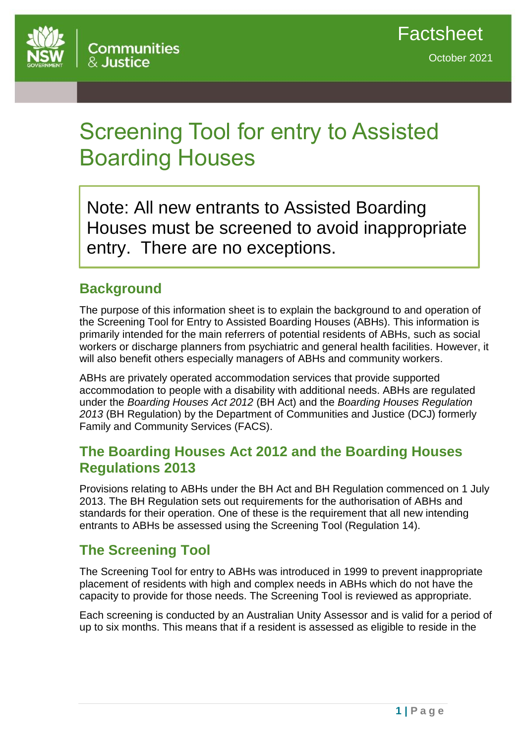Factsheet

October 2021

# Screening Tool for entry to Assisted Boarding Houses

Note: All new entrants to Assisted Boarding Houses must be screened to avoid inappropriate entry. There are no exceptions.

## Background

The purpose of this information sheet is to explain the background to and operation of the Screening Tool for Entry to Assisted Boarding Houses (ABHs). This information is primarily intended for the main referrers of potential residents of ABHs, such as social workers or discharge planners from psychiatric and general health facilities. However, it will also benefit others especially managers of ABHs and community workers.

ABHs are privately operated accommodation services that provide supported accommodation to people with a disability with additional needs. ABHs are regulated under the *Boarding Houses Act 2012* (BH Act) and the *Boarding Houses Regulation 2013* (BH Regulation) by the Department of Communities and Justice (DCJ) formerly Family and Community Services (FACS).

## The Boarding Houses Act 2012 and the Boarding Houses Regulations 2013

Provisions relating to ABHs under the BH Act and BH Regulation commenced on 1 July 2013. The BH Regulation sets out requirements for the authorisation of ABHs and standards for their operation. One of these is the requirement that all new intending entrants to ABHs be assessed using the Screening Tool (Regulation 14).

## The Screening Tool

The Screening Tool for entry to ABHs was introduced in 1999 to prevent inappropriate placement of residents with high and complex needs in ABHs which do not have the capacity to provide for those needs. The Screening Tool is reviewed as appropriate.

Each screening is conducted by an Australian Unity Assessor and is valid for a period of up to six months. This means that if a resident is assessed as eligible to reside in the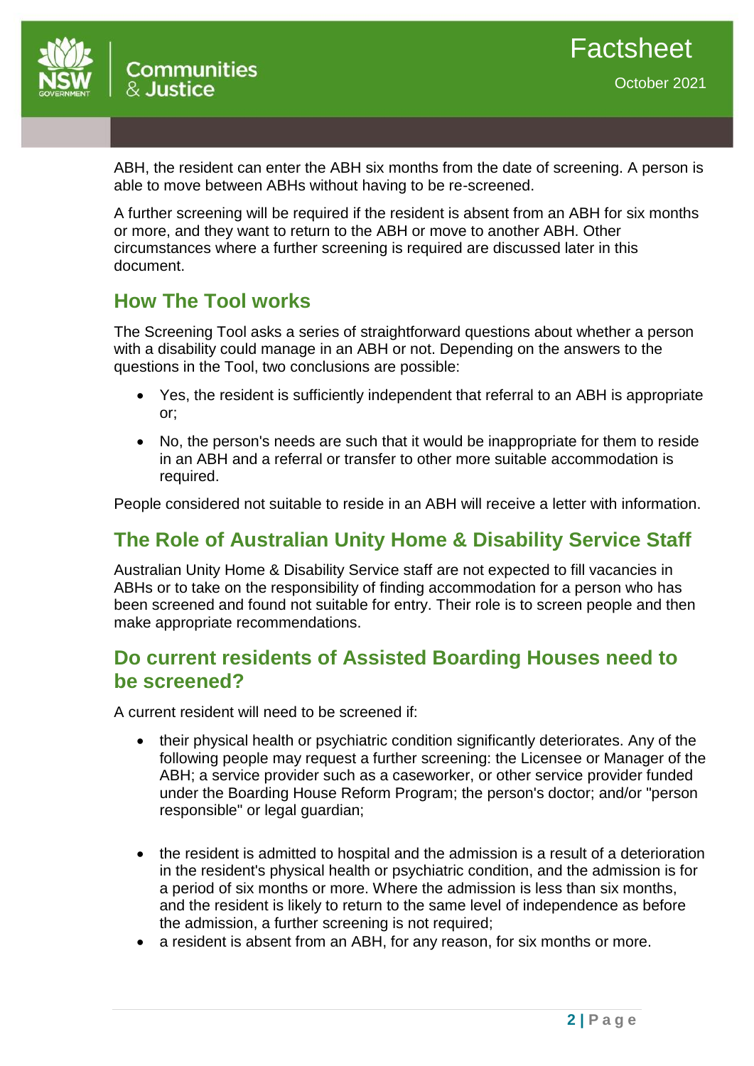ABH, the resident can enter the ABH six months from the date of screening. A person is able to move between ABHs without having to be re-screened.

A further screening will be required if the resident is absent from an ABH for six months or more, and they want to return to the ABH or move to another ABH. Other circumstances where a further screening is required are discussed later in this document.

## How The Tool works

The Screening Tool asks a series of straightforward questions about whether a person with a disability could manage in an ABH or not. Depending on the answers to the questions in the Tool, two conclusions are possible:

- Yes, the resident is sufficiently independent that referral to an ABH is appropriate or;
- No, the person's needs are such that it would be inappropriate for them to reside in an ABH and a referral or transfer to other more suitable accommodation is required.

People considered not suitable to reside in an ABH will receive a letter with information.

## The Role of Australian Unity Home & Disability Service Staff

Australian Unity Home & Disability Service staff are not expected to fill vacancies in ABHs or to take on the responsibility of finding accommodation for a person who has been screened and found not suitable for entry. Their role is to screen people and then make appropriate recommendations.

## Do current residents of Assisted Boarding Houses need to be screened?

A current resident will need to be screened if:

- their physical health or psychiatric condition significantly deteriorates. Any of the following people may request a further screening: the Licensee or Manager of the ABH; a service provider such as a caseworker, or other service provider funded under the Boarding House Reform Program; the person's doctor; and/or "person responsible" or legal guardian;
- the resident is admitted to hospital and the admission is a result of a deterioration in the resident's physical health or psychiatric condition, and the admission is for a period of six months or more. Where the admission is less than six months, and the resident is likely to return to the same level of independence as before the admission, a further screening is not required;
- a resident is absent from an ABH, for any reason, for six months or more.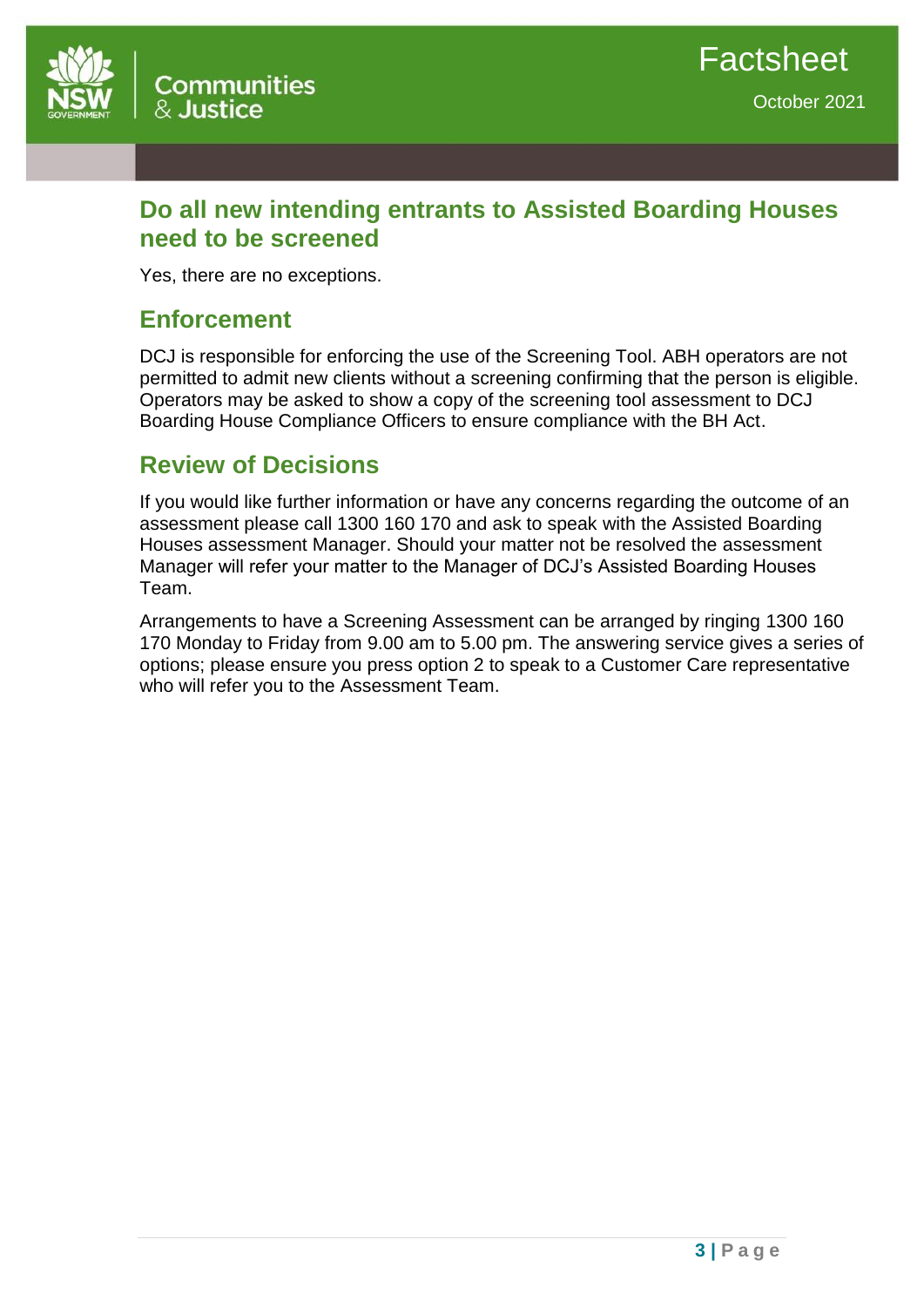## Do all new intending entrants to Assisted Boarding Houses need to be screened

Yes, there are no exceptions.

## Enforcement

DCJ is responsible for enforcing the use of the Screening Tool. ABH operators are not permitted to admit new clients without a screening confirming that the person is eligible. Operators may be asked to show a copy of the screening tool assessment to DCJ Boarding House Compliance Officers to ensure compliance with the BH Act.

## Review of Decisions

If you would like further information or have any concerns regarding the outcome of an assessment please call 1300 160 170 and ask to speak with the Assisted Boarding Houses assessment Manager. Should your matter not be resolved the assessment Manager will refer your matter to the Manager of DCJ's Assisted Boarding Houses Team.

Arrangements to have a Screening Assessment can be arranged by ringing 1300 160 170 Monday to Friday from 9.00 am to 5.00 pm. The answering service gives a series of options; please ensure you press option 2 to speak to a Customer Care representative who will refer you to the Assessment Team.